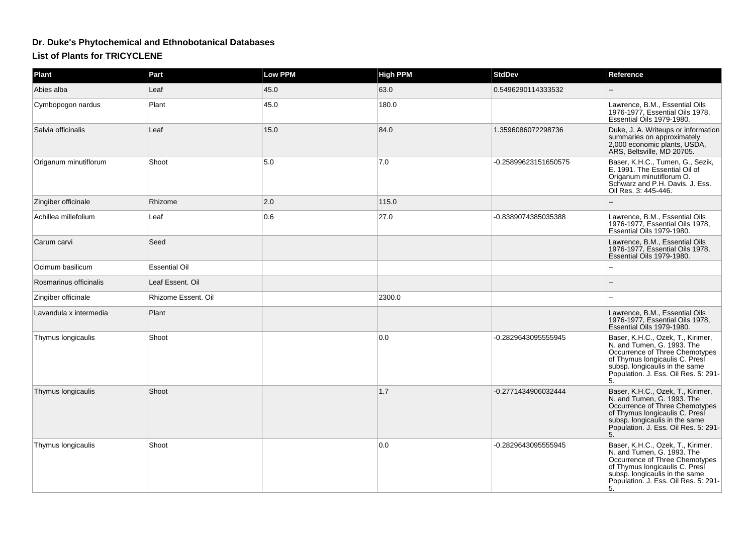# Dr. Duke's Phytochemical and Ethnobotanical Databases

## List of Plants for TRICYCLENE

| Plant | Part | Low PPM | High PPM | StdDev | Reference |
|---|---|---|---|---|---|
| Abies alba | Leaf | 45.0 | 63.0 | 0.5496290114333532 | -- |
| Cymbopogon nardus | Plant | 45.0 | 180.0 | | Lawrence, B.M., Essential Oils 1976-1977, Essential Oils 1978, Essential Oils 1979-1980. |
| Salvia officinalis | Leaf | 15.0 | 84.0 | 1.3596086072298736 | Duke, J. A. Writeups or information summaries on approximately 2,000 economic plants, USDA, ARS, Beltsville, MD 20705. |
| Origanum minutiflorum | Shoot | 5.0 | 7.0 | -0.25899623151650575 | Baser, K.H.C., Tumen, G., Sezik, E. 1991. The Essential Oil of Origanum minutiflorum O. Schwarz and P.H. Davis. J. Ess. Oil Res. 3: 445-446. |
| Zingiber officinale | Rhizome | 2.0 | 115.0 | | -- |
| Achillea millefolium | Leaf | 0.6 | 27.0 | -0.8389074385035388 | Lawrence, B.M., Essential Oils 1976-1977, Essential Oils 1978, Essential Oils 1979-1980. |
| Carum carvi | Seed | | | | Lawrence, B.M., Essential Oils 1976-1977, Essential Oils 1978, Essential Oils 1979-1980. |
| Ocimum basilicum | Essential Oil | | | | -- |
| Rosmarinus officinalis | Leaf Essent. Oil | | | | -- |
| Zingiber officinale | Rhizome Essent. Oil | | 2300.0 | | -- |
| Lavandula x intermedia | Plant | | | | Lawrence, B.M., Essential Oils 1976-1977, Essential Oils 1978, Essential Oils 1979-1980. |
| Thymus longicaulis | Shoot | | 0.0 | -0.2829643095555945 | Baser, K.H.C., Ozek, T., Kirimer, N. and Tumen, G. 1993. The Occurrence of Three Chemotypes of Thymus longicaulis C. Presl subsp. longicaulis in the same Population. J. Ess. Oil Res. 5: 291-5. |
| Thymus longicaulis | Shoot | | 1.7 | -0.2771434906032444 | Baser, K.H.C., Ozek, T., Kirimer, N. and Tumen, G. 1993. The Occurrence of Three Chemotypes of Thymus longicaulis C. Presl subsp. longicaulis in the same Population. J. Ess. Oil Res. 5: 291-5. |
| Thymus longicaulis | Shoot | | 0.0 | -0.2829643095555945 | Baser, K.H.C., Ozek, T., Kirimer, N. and Tumen, G. 1993. The Occurrence of Three Chemotypes of Thymus longicaulis C. Presl subsp. longicaulis in the same Population. J. Ess. Oil Res. 5: 291-5. |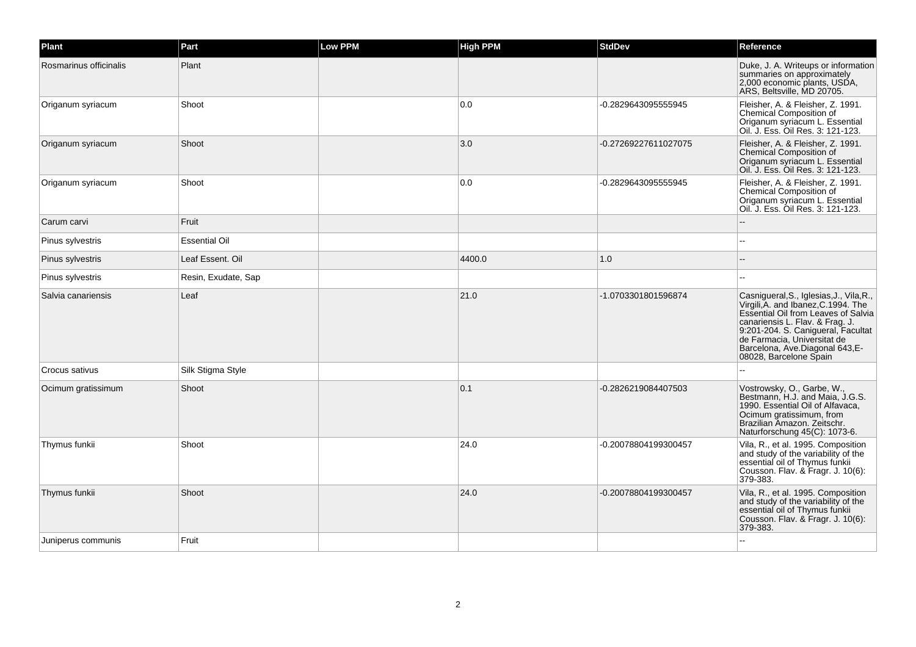| Plant | Part | Low PPM | High PPM | StdDev | Reference |
|---|---|---|---|---|---|
| Rosmarinus officinalis | Plant | | | | Duke, J. A. Writeups or information summaries on approximately 2,000 economic plants, USDA, ARS, Beltsville, MD 20705. |
| Origanum syriacum | Shoot | | 0.0 | -0.2829643095555945 | Fleisher, A. & Fleisher, Z. 1991. Chemical Composition of Origanum syriacum L. Essential Oil. J. Ess. Oil Res. 3: 121-123. |
| Origanum syriacum | Shoot | | 3.0 | -0.27269227611027075 | Fleisher, A. & Fleisher, Z. 1991. Chemical Composition of Origanum syriacum L. Essential Oil. J. Ess. Oil Res. 3: 121-123. |
| Origanum syriacum | Shoot | | 0.0 | -0.2829643095555945 | Fleisher, A. & Fleisher, Z. 1991. Chemical Composition of Origanum syriacum L. Essential Oil. J. Ess. Oil Res. 3: 121-123. |
| Carum carvi | Fruit | | | | -- |
| Pinus sylvestris | Essential Oil | | | | -- |
| Pinus sylvestris | Leaf Essent. Oil | | 4400.0 | 1.0 | -- |
| Pinus sylvestris | Resin, Exudate, Sap | | | | -- |
| Salvia canariensis | Leaf | | 21.0 | -1.0703301801596874 | Casnigueral,S., Iglesias,J., Vila,R., Virgili,A. and Ibanez,C.1994. The Essential Oil from Leaves of Salvia canariensis L. Flav. & Frag. J. 9:201-204. S. Canigueral, Facultat de Farmacia, Universitat de Barcelona, Ave.Diagonal 643,E-08028, Barcelone Spain |
| Crocus sativus | Silk Stigma Style | | | | -- |
| Ocimum gratissimum | Shoot | | 0.1 | -0.2826219084407503 | Vostrowsky, O., Garbe, W., Bestmann, H.J. and Maia, J.G.S. 1990. Essential Oil of Alfavaca, Ocimum gratissimum, from Brazilian Amazon. Zeitschr. Naturforschung 45(C): 1073-6. |
| Thymus funkii | Shoot | | 24.0 | -0.20078804199300457 | Vila, R., et al. 1995. Composition and study of the variability of the essential oil of Thymus funkii Cousson. Flav. & Fragr. J. 10(6): 379-383. |
| Thymus funkii | Shoot | | 24.0 | -0.20078804199300457 | Vila, R., et al. 1995. Composition and study of the variability of the essential oil of Thymus funkii Cousson. Flav. & Fragr. J. 10(6): 379-383. |
| Juniperus communis | Fruit | | | | -- |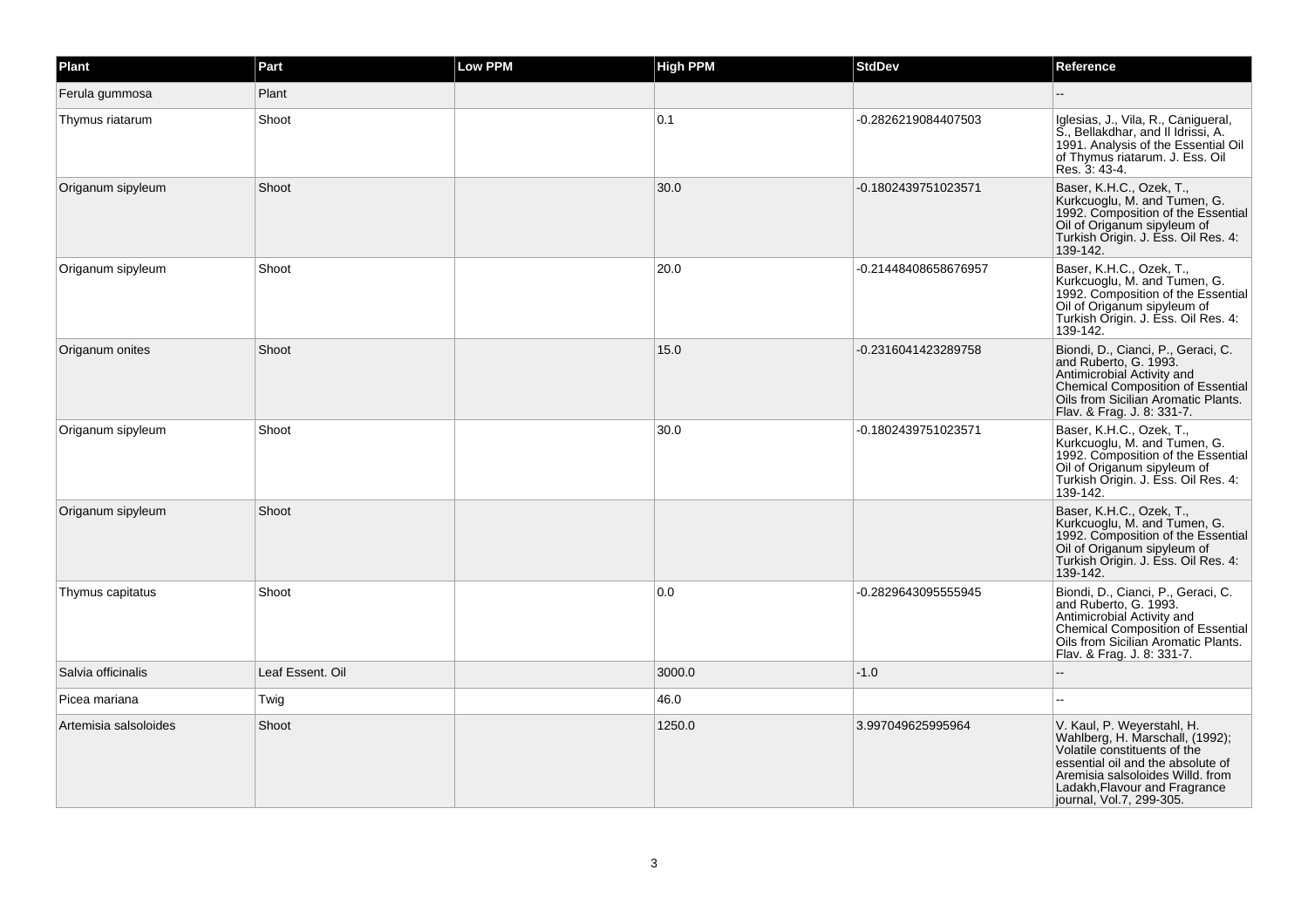| Plant | Part | Low PPM | High PPM | StdDev | Reference |
| --- | --- | --- | --- | --- | --- |
| Ferula gummosa | Plant | | | | -- |
| Thymus riatarum | Shoot | | 0.1 | -0.2826219084407503 | Iglesias, J., Vila, R., Canigueral, S., Bellakdhar, and Il Idrissi, A. 1991. Analysis of the Essential Oil of Thymus riatarum. J. Ess. Oil Res. 3: 43-4. |
| Origanum sipyleum | Shoot | | 30.0 | -0.1802439751023571 | Baser, K.H.C., Ozek, T., Kurkcuoglu, M. and Tumen, G. 1992. Composition of the Essential Oil of Origanum sipyleum of Turkish Origin. J. Ess. Oil Res. 4: 139-142. |
| Origanum sipyleum | Shoot | | 20.0 | -0.21448408658676957 | Baser, K.H.C., Ozek, T., Kurkcuoglu, M. and Tumen, G. 1992. Composition of the Essential Oil of Origanum sipyleum of Turkish Origin. J. Ess. Oil Res. 4: 139-142. |
| Origanum onites | Shoot | | 15.0 | -0.2316041423289758 | Biondi, D., Cianci, P., Geraci, C. and Ruberto, G. 1993. Antimicrobial Activity and Chemical Composition of Essential Oils from Sicilian Aromatic Plants. Flav. & Frag. J. 8: 331-7. |
| Origanum sipyleum | Shoot | | 30.0 | -0.1802439751023571 | Baser, K.H.C., Ozek, T., Kurkcuoglu, M. and Tumen, G. 1992. Composition of the Essential Oil of Origanum sipyleum of Turkish Origin. J. Ess. Oil Res. 4: 139-142. |
| Origanum sipyleum | Shoot | | | | Baser, K.H.C., Ozek, T., Kurkcuoglu, M. and Tumen, G. 1992. Composition of the Essential Oil of Origanum sipyleum of Turkish Origin. J. Ess. Oil Res. 4: 139-142. |
| Thymus capitatus | Shoot | | 0.0 | -0.2829643095555945 | Biondi, D., Cianci, P., Geraci, C. and Ruberto, G. 1993. Antimicrobial Activity and Chemical Composition of Essential Oils from Sicilian Aromatic Plants. Flav. & Frag. J. 8: 331-7. |
| Salvia officinalis | Leaf Essent. Oil | | 3000.0 | -1.0 | -- |
| Picea mariana | Twig | | 46.0 | | -- |
| Artemisia salsoloides | Shoot | | 1250.0 | 3.997049625995964 | V. Kaul, P. Weyerstahl, H. Wahlberg, H. Marschall, (1992); Volatile constituents of the essential oil and the absolute of Aremisia salsoloides Willd. from Ladakh,Flavour and Fragrance journal, Vol.7, 299-305. |